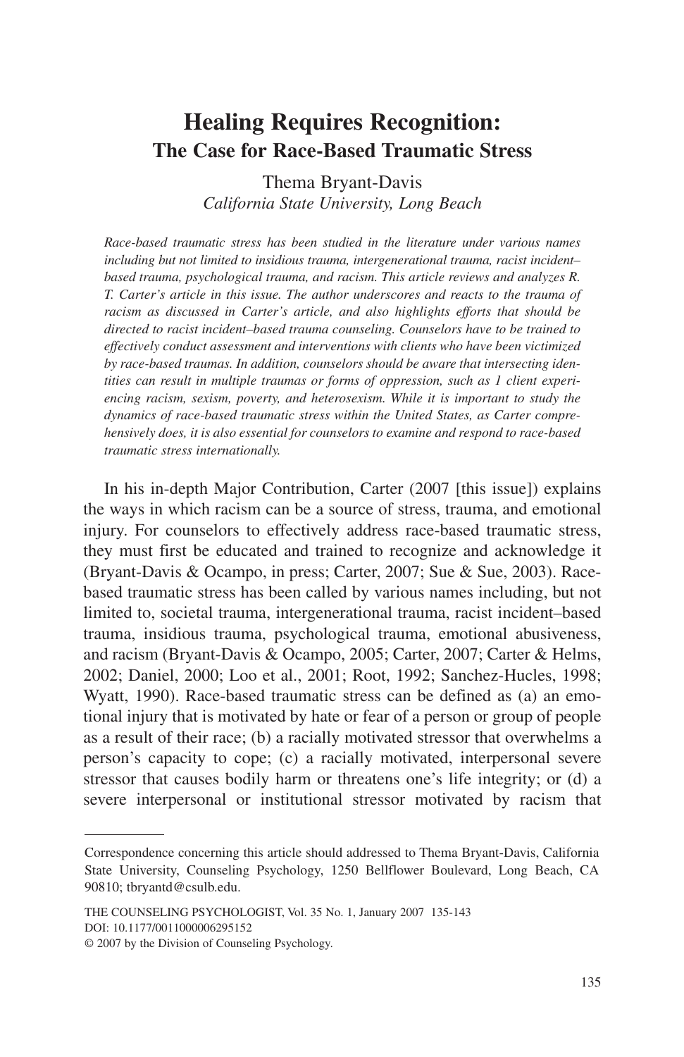# Healing Requires Recognition:
## The Case for Race-Based Traumatic Stress

Thema Bryant-Davis
*California State University, Long Beach*

*Race-based traumatic stress has been studied in the literature under various names including but not limited to insidious trauma, intergenerational trauma, racist incident–based trauma, psychological trauma, and racism. This article reviews and analyzes R. T. Carter's article in this issue. The author underscores and reacts to the trauma of racism as discussed in Carter's article, and also highlights efforts that should be directed to racist incident–based trauma counseling. Counselors have to be trained to effectively conduct assessment and interventions with clients who have been victimized by race-based traumas. In addition, counselors should be aware that intersecting identities can result in multiple traumas or forms of oppression, such as 1 client experiencing racism, sexism, poverty, and heterosexism. While it is important to study the dynamics of race-based traumatic stress within the United States, as Carter comprehensively does, it is also essential for counselors to examine and respond to race-based traumatic stress internationally.*

In his in-depth Major Contribution, Carter (2007 [this issue]) explains the ways in which racism can be a source of stress, trauma, and emotional injury. For counselors to effectively address race-based traumatic stress, they must first be educated and trained to recognize and acknowledge it (Bryant-Davis & Ocampo, in press; Carter, 2007; Sue & Sue, 2003). Race-based traumatic stress has been called by various names including, but not limited to, societal trauma, intergenerational trauma, racist incident–based trauma, insidious trauma, psychological trauma, emotional abusiveness, and racism (Bryant-Davis & Ocampo, 2005; Carter, 2007; Carter & Helms, 2002; Daniel, 2000; Loo et al., 2001; Root, 1992; Sanchez-Hucles, 1998; Wyatt, 1990). Race-based traumatic stress can be defined as (a) an emotional injury that is motivated by hate or fear of a person or group of people as a result of their race; (b) a racially motivated stressor that overwhelms a person's capacity to cope; (c) a racially motivated, interpersonal severe stressor that causes bodily harm or threatens one's life integrity; or (d) a severe interpersonal or institutional stressor motivated by racism that

---

Correspondence concerning this article should addressed to Thema Bryant-Davis, California State University, Counseling Psychology, 1250 Bellflower Boulevard, Long Beach, CA 90810; tbryantd@csulb.edu.

THE COUNSELING PSYCHOLOGIST, Vol. 35 No. 1, January 2007 135-143
DOI: 10.1177/0011000006295152
© 2007 by the Division of Counseling Psychology.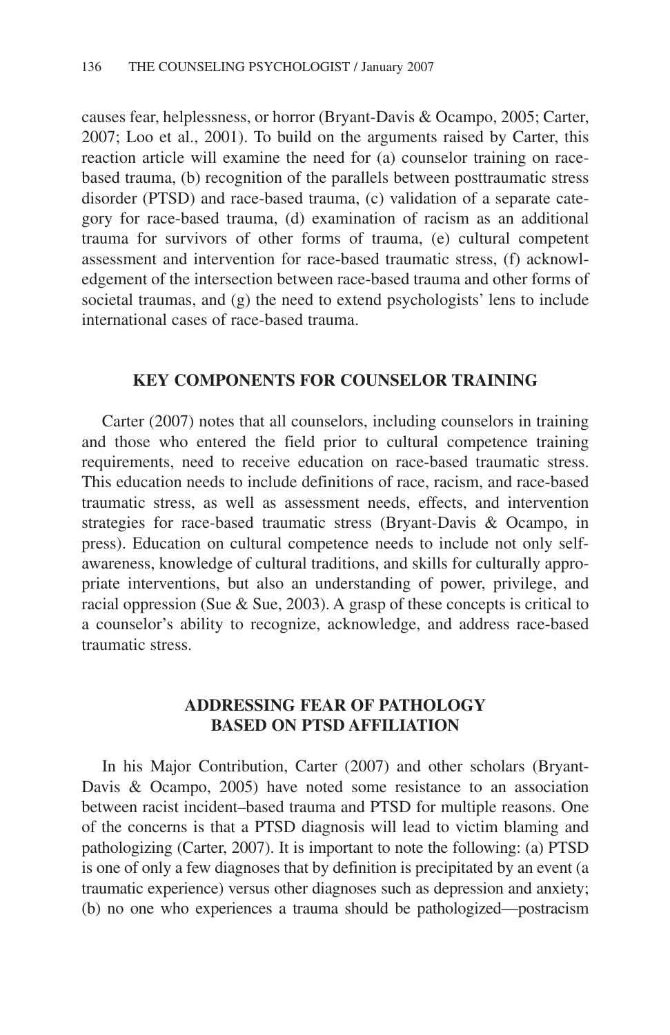causes fear, helplessness, or horror (Bryant-Davis & Ocampo, 2005; Carter, 2007; Loo et al., 2001). To build on the arguments raised by Carter, this reaction article will examine the need for (a) counselor training on race-based trauma, (b) recognition of the parallels between posttraumatic stress disorder (PTSD) and race-based trauma, (c) validation of a separate category for race-based trauma, (d) examination of racism as an additional trauma for survivors of other forms of trauma, (e) cultural competent assessment and intervention for race-based traumatic stress, (f) acknowledgement of the intersection between race-based trauma and other forms of societal traumas, and (g) the need to extend psychologists' lens to include international cases of race-based trauma.

## KEY COMPONENTS FOR COUNSELOR TRAINING

Carter (2007) notes that all counselors, including counselors in training and those who entered the field prior to cultural competence training requirements, need to receive education on race-based traumatic stress. This education needs to include definitions of race, racism, and race-based traumatic stress, as well as assessment needs, effects, and intervention strategies for race-based traumatic stress (Bryant-Davis & Ocampo, in press). Education on cultural competence needs to include not only self-awareness, knowledge of cultural traditions, and skills for culturally appropriate interventions, but also an understanding of power, privilege, and racial oppression (Sue & Sue, 2003). A grasp of these concepts is critical to a counselor's ability to recognize, acknowledge, and address race-based traumatic stress.

## ADDRESSING FEAR OF PATHOLOGY BASED ON PTSD AFFILIATION

In his Major Contribution, Carter (2007) and other scholars (Bryant-Davis & Ocampo, 2005) have noted some resistance to an association between racist incident–based trauma and PTSD for multiple reasons. One of the concerns is that a PTSD diagnosis will lead to victim blaming and pathologizing (Carter, 2007). It is important to note the following: (a) PTSD is one of only a few diagnoses that by definition is precipitated by an event (a traumatic experience) versus other diagnoses such as depression and anxiety; (b) no one who experiences a trauma should be pathologized—postracism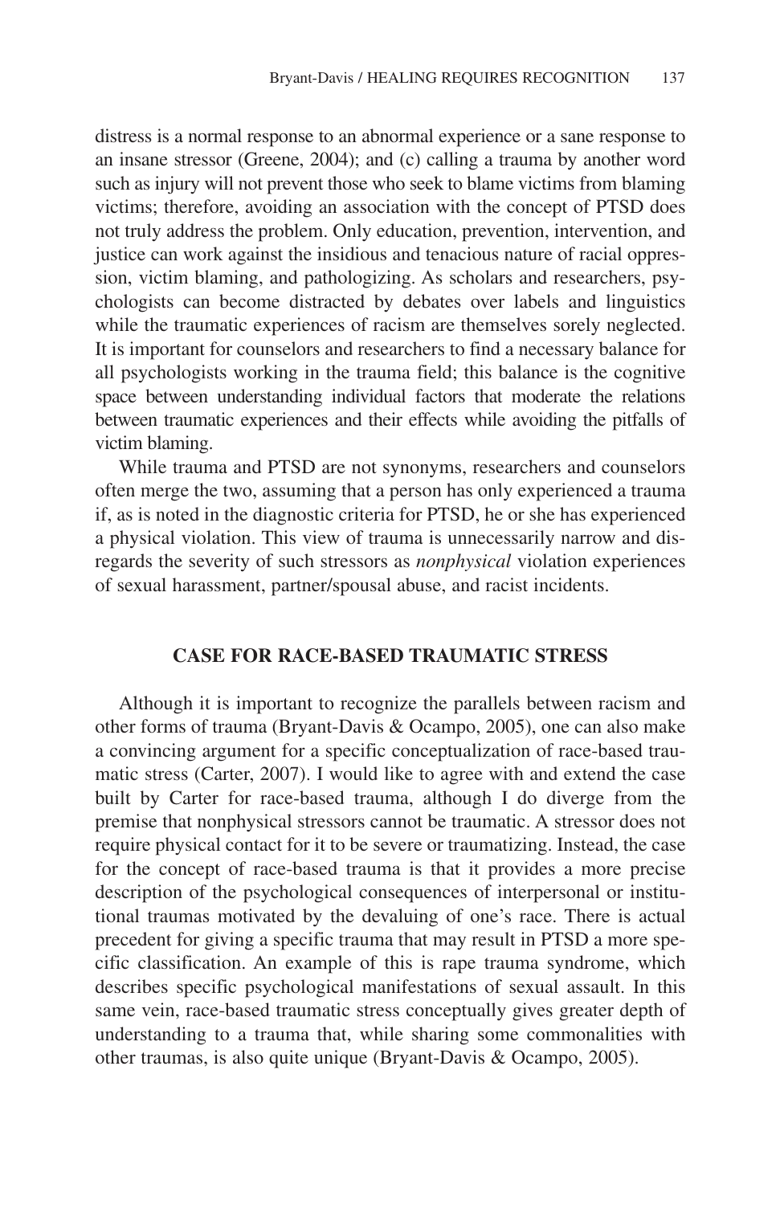distress is a normal response to an abnormal experience or a sane response to an insane stressor (Greene, 2004); and (c) calling a trauma by another word such as injury will not prevent those who seek to blame victims from blaming victims; therefore, avoiding an association with the concept of PTSD does not truly address the problem. Only education, prevention, intervention, and justice can work against the insidious and tenacious nature of racial oppression, victim blaming, and pathologizing. As scholars and researchers, psychologists can become distracted by debates over labels and linguistics while the traumatic experiences of racism are themselves sorely neglected. It is important for counselors and researchers to find a necessary balance for all psychologists working in the trauma field; this balance is the cognitive space between understanding individual factors that moderate the relations between traumatic experiences and their effects while avoiding the pitfalls of victim blaming.

While trauma and PTSD are not synonyms, researchers and counselors often merge the two, assuming that a person has only experienced a trauma if, as is noted in the diagnostic criteria for PTSD, he or she has experienced a physical violation. This view of trauma is unnecessarily narrow and disregards the severity of such stressors as *nonphysical* violation experiences of sexual harassment, partner/spousal abuse, and racist incidents.

## CASE FOR RACE-BASED TRAUMATIC STRESS

Although it is important to recognize the parallels between racism and other forms of trauma (Bryant-Davis & Ocampo, 2005), one can also make a convincing argument for a specific conceptualization of race-based traumatic stress (Carter, 2007). I would like to agree with and extend the case built by Carter for race-based trauma, although I do diverge from the premise that nonphysical stressors cannot be traumatic. A stressor does not require physical contact for it to be severe or traumatizing. Instead, the case for the concept of race-based trauma is that it provides a more precise description of the psychological consequences of interpersonal or institutional traumas motivated by the devaluing of one's race. There is actual precedent for giving a specific trauma that may result in PTSD a more specific classification. An example of this is rape trauma syndrome, which describes specific psychological manifestations of sexual assault. In this same vein, race-based traumatic stress conceptually gives greater depth of understanding to a trauma that, while sharing some commonalities with other traumas, is also quite unique (Bryant-Davis & Ocampo, 2005).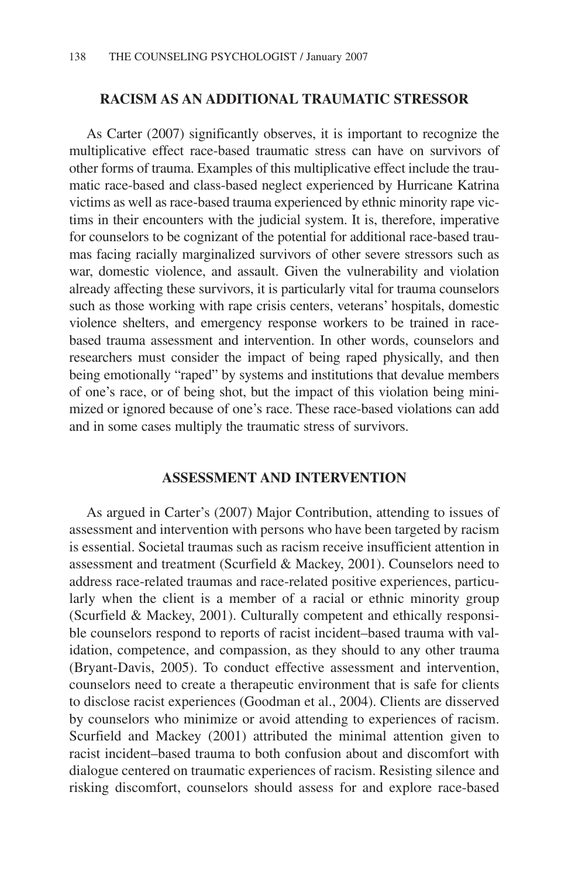## RACISM AS AN ADDITIONAL TRAUMATIC STRESSOR

As Carter (2007) significantly observes, it is important to recognize the multiplicative effect race-based traumatic stress can have on survivors of other forms of trauma. Examples of this multiplicative effect include the traumatic race-based and class-based neglect experienced by Hurricane Katrina victims as well as race-based trauma experienced by ethnic minority rape victims in their encounters with the judicial system. It is, therefore, imperative for counselors to be cognizant of the potential for additional race-based traumas facing racially marginalized survivors of other severe stressors such as war, domestic violence, and assault. Given the vulnerability and violation already affecting these survivors, it is particularly vital for trauma counselors such as those working with rape crisis centers, veterans' hospitals, domestic violence shelters, and emergency response workers to be trained in race-based trauma assessment and intervention. In other words, counselors and researchers must consider the impact of being raped physically, and then being emotionally "raped" by systems and institutions that devalue members of one's race, or of being shot, but the impact of this violation being minimized or ignored because of one's race. These race-based violations can add and in some cases multiply the traumatic stress of survivors.

## ASSESSMENT AND INTERVENTION

As argued in Carter's (2007) Major Contribution, attending to issues of assessment and intervention with persons who have been targeted by racism is essential. Societal traumas such as racism receive insufficient attention in assessment and treatment (Scurfield & Mackey, 2001). Counselors need to address race-related traumas and race-related positive experiences, particularly when the client is a member of a racial or ethnic minority group (Scurfield & Mackey, 2001). Culturally competent and ethically responsible counselors respond to reports of racist incident–based trauma with validation, competence, and compassion, as they should to any other trauma (Bryant-Davis, 2005). To conduct effective assessment and intervention, counselors need to create a therapeutic environment that is safe for clients to disclose racist experiences (Goodman et al., 2004). Clients are disserved by counselors who minimize or avoid attending to experiences of racism. Scurfield and Mackey (2001) attributed the minimal attention given to racist incident–based trauma to both confusion about and discomfort with dialogue centered on traumatic experiences of racism. Resisting silence and risking discomfort, counselors should assess for and explore race-based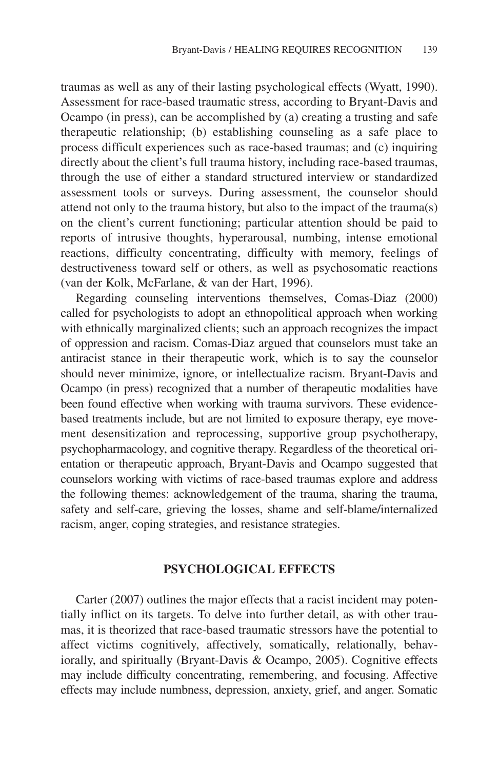traumas as well as any of their lasting psychological effects (Wyatt, 1990). Assessment for race-based traumatic stress, according to Bryant-Davis and Ocampo (in press), can be accomplished by (a) creating a trusting and safe therapeutic relationship; (b) establishing counseling as a safe place to process difficult experiences such as race-based traumas; and (c) inquiring directly about the client's full trauma history, including race-based traumas, through the use of either a standard structured interview or standardized assessment tools or surveys. During assessment, the counselor should attend not only to the trauma history, but also to the impact of the trauma(s) on the client's current functioning; particular attention should be paid to reports of intrusive thoughts, hyperarousal, numbing, intense emotional reactions, difficulty concentrating, difficulty with memory, feelings of destructiveness toward self or others, as well as psychosomatic reactions (van der Kolk, McFarlane, & van der Hart, 1996).

Regarding counseling interventions themselves, Comas-Diaz (2000) called for psychologists to adopt an ethnopolitical approach when working with ethnically marginalized clients; such an approach recognizes the impact of oppression and racism. Comas-Diaz argued that counselors must take an antiracist stance in their therapeutic work, which is to say the counselor should never minimize, ignore, or intellectualize racism. Bryant-Davis and Ocampo (in press) recognized that a number of therapeutic modalities have been found effective when working with trauma survivors. These evidence-based treatments include, but are not limited to exposure therapy, eye movement desensitization and reprocessing, supportive group psychotherapy, psychopharmacology, and cognitive therapy. Regardless of the theoretical orientation or therapeutic approach, Bryant-Davis and Ocampo suggested that counselors working with victims of race-based traumas explore and address the following themes: acknowledgement of the trauma, sharing the trauma, safety and self-care, grieving the losses, shame and self-blame/internalized racism, anger, coping strategies, and resistance strategies.

## PSYCHOLOGICAL EFFECTS

Carter (2007) outlines the major effects that a racist incident may potentially inflict on its targets. To delve into further detail, as with other traumas, it is theorized that race-based traumatic stressors have the potential to affect victims cognitively, affectively, somatically, relationally, behaviorally, and spiritually (Bryant-Davis & Ocampo, 2005). Cognitive effects may include difficulty concentrating, remembering, and focusing. Affective effects may include numbness, depression, anxiety, grief, and anger. Somatic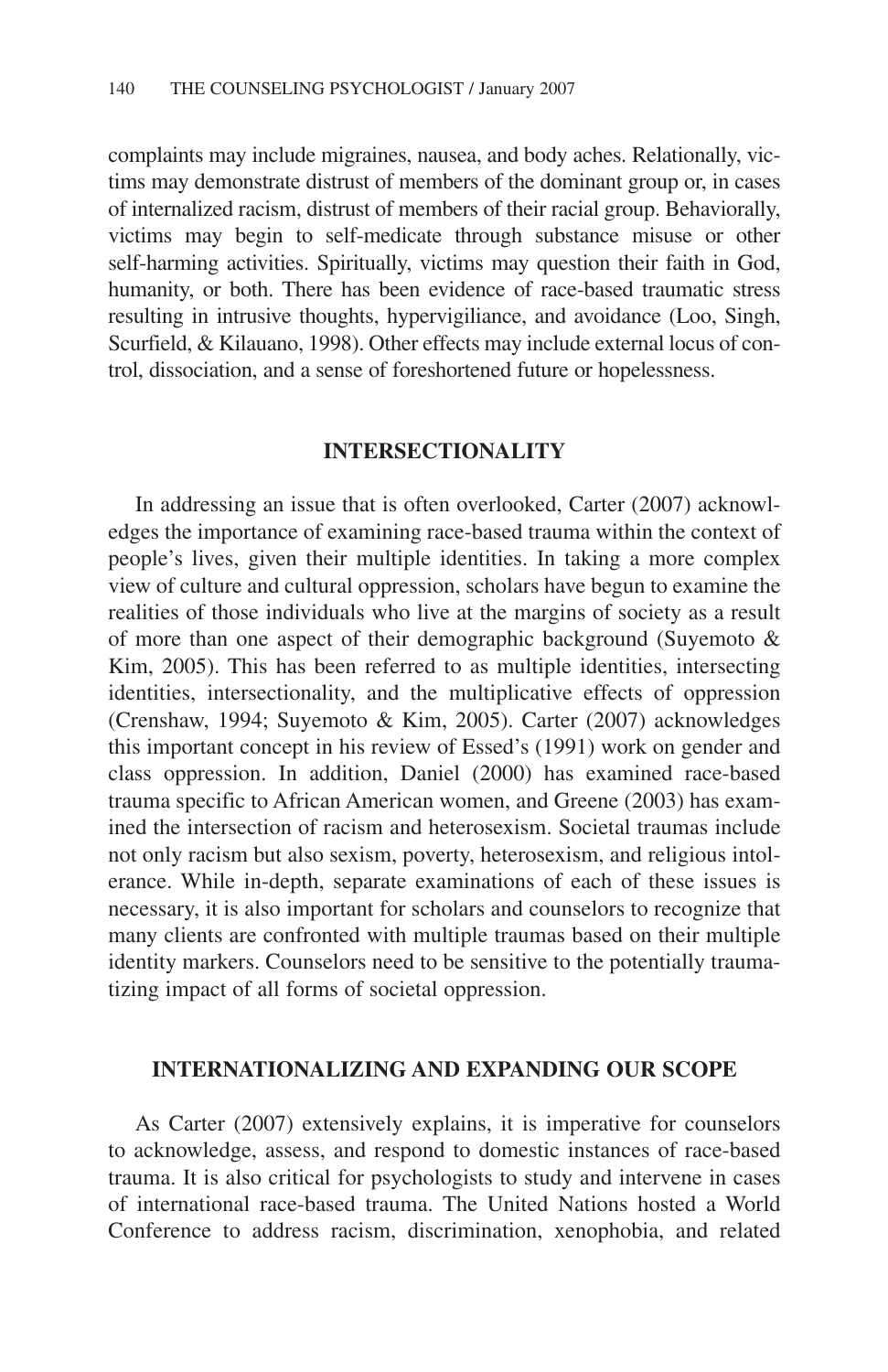complaints may include migraines, nausea, and body aches. Relationally, victims may demonstrate distrust of members of the dominant group or, in cases of internalized racism, distrust of members of their racial group. Behaviorally, victims may begin to self-medicate through substance misuse or other self-harming activities. Spiritually, victims may question their faith in God, humanity, or both. There has been evidence of race-based traumatic stress resulting in intrusive thoughts, hypervigiliance, and avoidance (Loo, Singh, Scurfield, & Kilauano, 1998). Other effects may include external locus of control, dissociation, and a sense of foreshortened future or hopelessness.

## INTERSECTIONALITY

In addressing an issue that is often overlooked, Carter (2007) acknowledges the importance of examining race-based trauma within the context of people's lives, given their multiple identities. In taking a more complex view of culture and cultural oppression, scholars have begun to examine the realities of those individuals who live at the margins of society as a result of more than one aspect of their demographic background (Suyemoto & Kim, 2005). This has been referred to as multiple identities, intersecting identities, intersectionality, and the multiplicative effects of oppression (Crenshaw, 1994; Suyemoto & Kim, 2005). Carter (2007) acknowledges this important concept in his review of Essed's (1991) work on gender and class oppression. In addition, Daniel (2000) has examined race-based trauma specific to African American women, and Greene (2003) has examined the intersection of racism and heterosexism. Societal traumas include not only racism but also sexism, poverty, heterosexism, and religious intolerance. While in-depth, separate examinations of each of these issues is necessary, it is also important for scholars and counselors to recognize that many clients are confronted with multiple traumas based on their multiple identity markers. Counselors need to be sensitive to the potentially traumatizing impact of all forms of societal oppression.

## INTERNATIONALIZING AND EXPANDING OUR SCOPE

As Carter (2007) extensively explains, it is imperative for counselors to acknowledge, assess, and respond to domestic instances of race-based trauma. It is also critical for psychologists to study and intervene in cases of international race-based trauma. The United Nations hosted a World Conference to address racism, discrimination, xenophobia, and related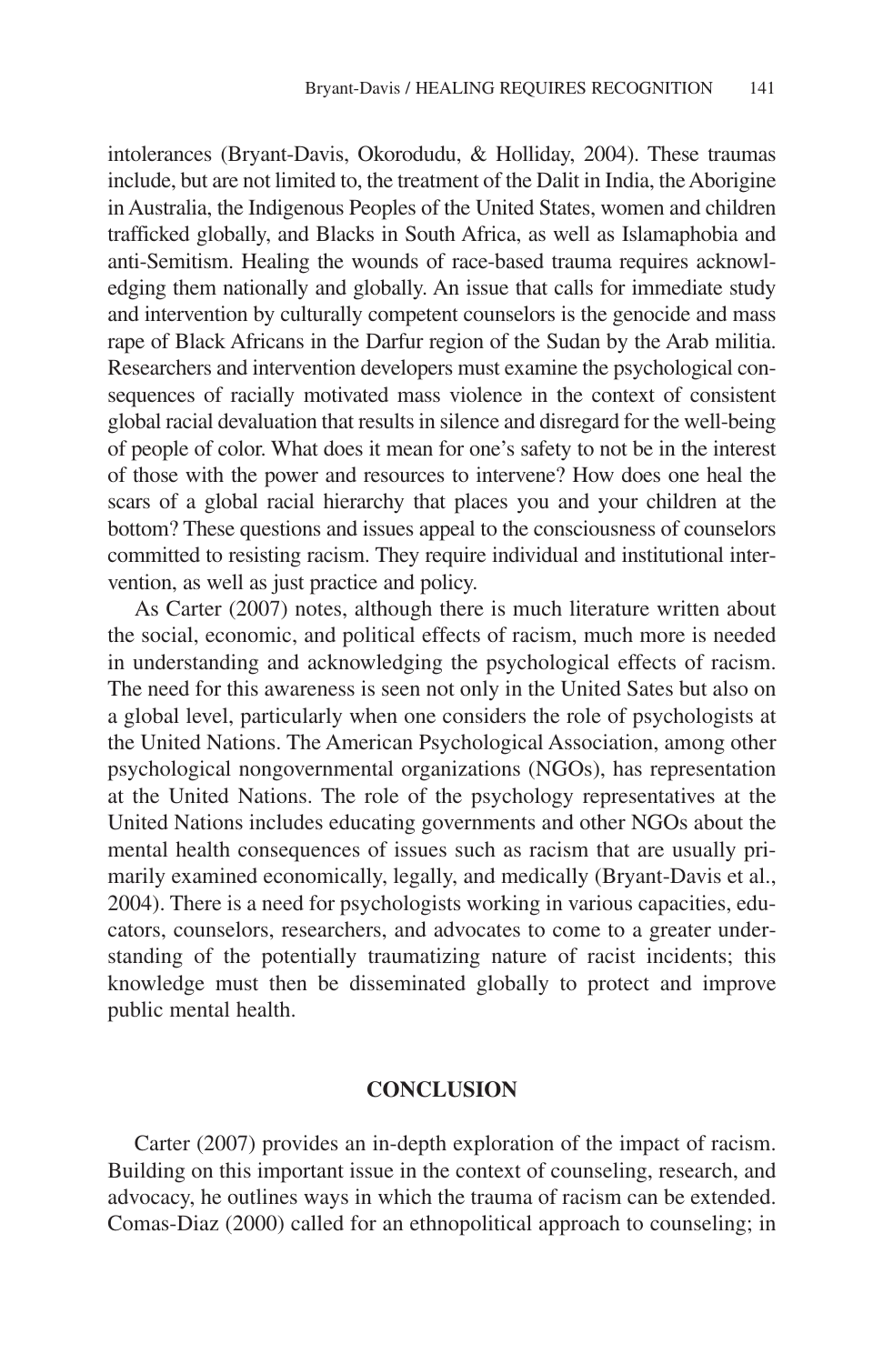intolerances (Bryant-Davis, Okorodudu, & Holliday, 2004). These traumas include, but are not limited to, the treatment of the Dalit in India, the Aborigine in Australia, the Indigenous Peoples of the United States, women and children trafficked globally, and Blacks in South Africa, as well as Islamaphobia and anti-Semitism. Healing the wounds of race-based trauma requires acknowledging them nationally and globally. An issue that calls for immediate study and intervention by culturally competent counselors is the genocide and mass rape of Black Africans in the Darfur region of the Sudan by the Arab militia. Researchers and intervention developers must examine the psychological consequences of racially motivated mass violence in the context of consistent global racial devaluation that results in silence and disregard for the well-being of people of color. What does it mean for one's safety to not be in the interest of those with the power and resources to intervene? How does one heal the scars of a global racial hierarchy that places you and your children at the bottom? These questions and issues appeal to the consciousness of counselors committed to resisting racism. They require individual and institutional intervention, as well as just practice and policy.

As Carter (2007) notes, although there is much literature written about the social, economic, and political effects of racism, much more is needed in understanding and acknowledging the psychological effects of racism. The need for this awareness is seen not only in the United Sates but also on a global level, particularly when one considers the role of psychologists at the United Nations. The American Psychological Association, among other psychological nongovernmental organizations (NGOs), has representation at the United Nations. The role of the psychology representatives at the United Nations includes educating governments and other NGOs about the mental health consequences of issues such as racism that are usually primarily examined economically, legally, and medically (Bryant-Davis et al., 2004). There is a need for psychologists working in various capacities, educators, counselors, researchers, and advocates to come to a greater understanding of the potentially traumatizing nature of racist incidents; this knowledge must then be disseminated globally to protect and improve public mental health.

## CONCLUSION

Carter (2007) provides an in-depth exploration of the impact of racism. Building on this important issue in the context of counseling, research, and advocacy, he outlines ways in which the trauma of racism can be extended. Comas-Diaz (2000) called for an ethnopolitical approach to counseling; in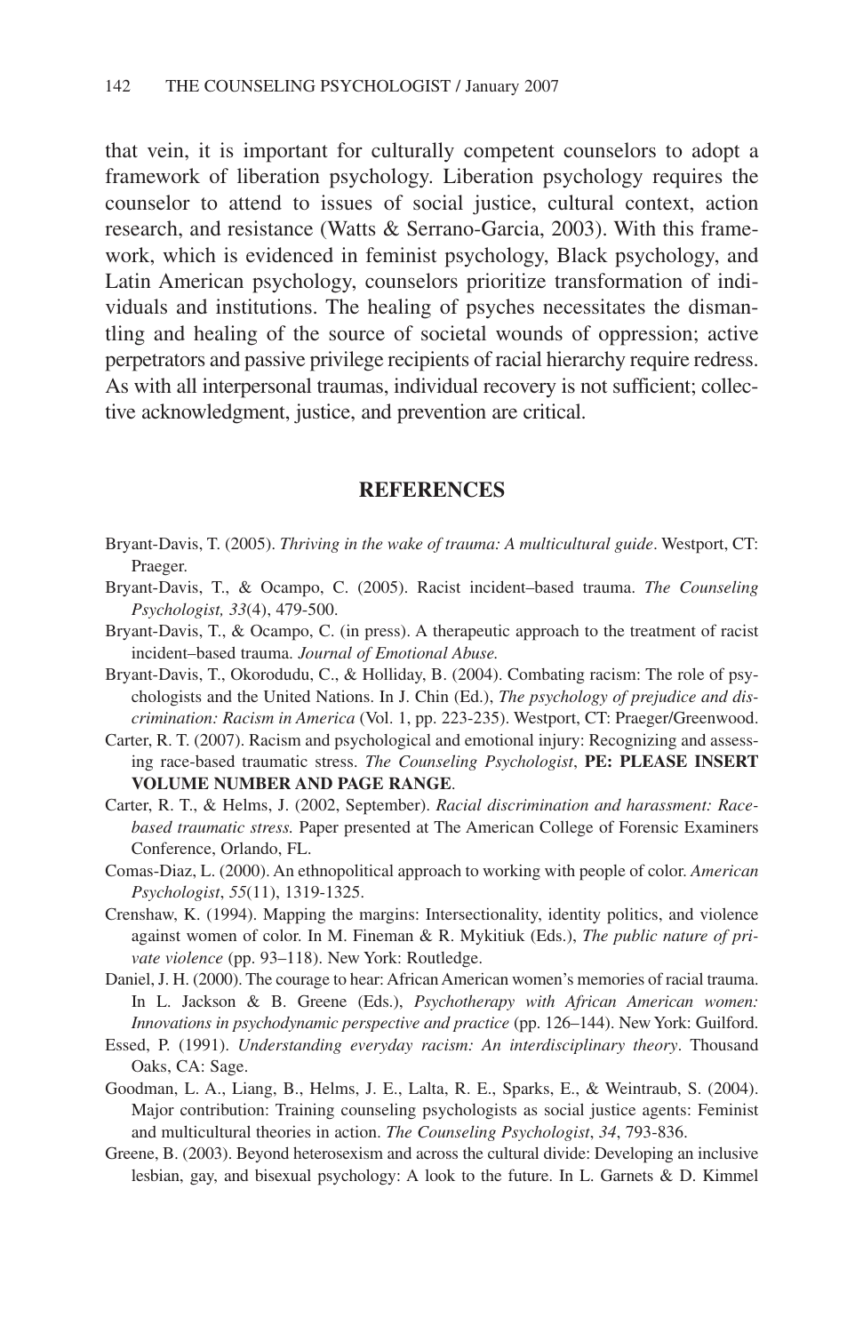that vein, it is important for culturally competent counselors to adopt a framework of liberation psychology. Liberation psychology requires the counselor to attend to issues of social justice, cultural context, action research, and resistance (Watts & Serrano-Garcia, 2003). With this framework, which is evidenced in feminist psychology, Black psychology, and Latin American psychology, counselors prioritize transformation of individuals and institutions. The healing of psyches necessitates the dismantling and healing of the source of societal wounds of oppression; active perpetrators and passive privilege recipients of racial hierarchy require redress. As with all interpersonal traumas, individual recovery is not sufficient; collective acknowledgment, justice, and prevention are critical.

## REFERENCES

Bryant-Davis, T. (2005). *Thriving in the wake of trauma: A multicultural guide*. Westport, CT: Praeger.

Bryant-Davis, T., & Ocampo, C. (2005). Racist incident–based trauma. *The Counseling Psychologist, 33*(4), 479-500.

Bryant-Davis, T., & Ocampo, C. (in press). A therapeutic approach to the treatment of racist incident–based trauma. *Journal of Emotional Abuse.*

Bryant-Davis, T., Okorodudu, C., & Holliday, B. (2004). Combating racism: The role of psychologists and the United Nations. In J. Chin (Ed.), *The psychology of prejudice and discrimination: Racism in America* (Vol. 1, pp. 223-235). Westport, CT: Praeger/Greenwood.

Carter, R. T. (2007). Racism and psychological and emotional injury: Recognizing and assessing race-based traumatic stress. *The Counseling Psychologist*, **PE: PLEASE INSERT VOLUME NUMBER AND PAGE RANGE**.

Carter, R. T., & Helms, J. (2002, September). *Racial discrimination and harassment: Race-based traumatic stress.* Paper presented at The American College of Forensic Examiners Conference, Orlando, FL.

Comas-Diaz, L. (2000). An ethnopolitical approach to working with people of color. *American Psychologist*, *55*(11), 1319-1325.

Crenshaw, K. (1994). Mapping the margins: Intersectionality, identity politics, and violence against women of color. In M. Fineman & R. Mykitiuk (Eds.), *The public nature of private violence* (pp. 93–118). New York: Routledge.

Daniel, J. H. (2000). The courage to hear: African American women's memories of racial trauma. In L. Jackson & B. Greene (Eds.), *Psychotherapy with African American women: Innovations in psychodynamic perspective and practice* (pp. 126–144). New York: Guilford.

Essed, P. (1991). *Understanding everyday racism: An interdisciplinary theory*. Thousand Oaks, CA: Sage.

Goodman, L. A., Liang, B., Helms, J. E., Lalta, R. E., Sparks, E., & Weintraub, S. (2004). Major contribution: Training counseling psychologists as social justice agents: Feminist and multicultural theories in action. *The Counseling Psychologist*, *34*, 793-836.

Greene, B. (2003). Beyond heterosexism and across the cultural divide: Developing an inclusive lesbian, gay, and bisexual psychology: A look to the future. In L. Garnets & D. Kimmel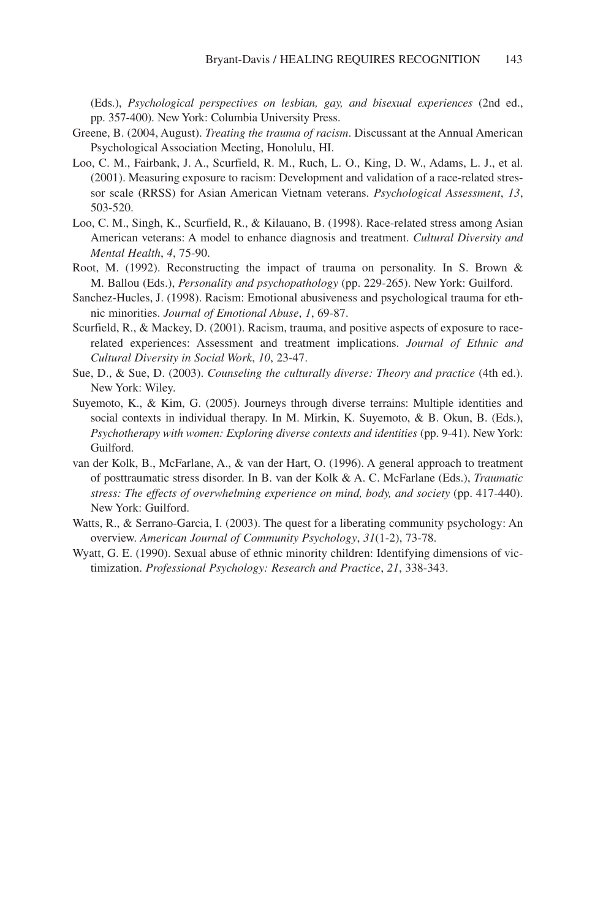(Eds.), *Psychological perspectives on lesbian, gay, and bisexual experiences* (2nd ed., pp. 357-400). New York: Columbia University Press.

Greene, B. (2004, August). *Treating the trauma of racism*. Discussant at the Annual American Psychological Association Meeting, Honolulu, HI.

Loo, C. M., Fairbank, J. A., Scurfield, R. M., Ruch, L. O., King, D. W., Adams, L. J., et al. (2001). Measuring exposure to racism: Development and validation of a race-related stressor scale (RRSS) for Asian American Vietnam veterans. *Psychological Assessment*, *13*, 503-520.

Loo, C. M., Singh, K., Scurfield, R., & Kilauano, B. (1998). Race-related stress among Asian American veterans: A model to enhance diagnosis and treatment. *Cultural Diversity and Mental Health*, *4*, 75-90.

Root, M. (1992). Reconstructing the impact of trauma on personality. In S. Brown & M. Ballou (Eds.), *Personality and psychopathology* (pp. 229-265). New York: Guilford.

Sanchez-Hucles, J. (1998). Racism: Emotional abusiveness and psychological trauma for ethnic minorities. *Journal of Emotional Abuse*, *1*, 69-87.

Scurfield, R., & Mackey, D. (2001). Racism, trauma, and positive aspects of exposure to race-related experiences: Assessment and treatment implications. *Journal of Ethnic and Cultural Diversity in Social Work*, *10*, 23-47.

Sue, D., & Sue, D. (2003). *Counseling the culturally diverse: Theory and practice* (4th ed.). New York: Wiley.

Suyemoto, K., & Kim, G. (2005). Journeys through diverse terrains: Multiple identities and social contexts in individual therapy. In M. Mirkin, K. Suyemoto, & B. Okun, B. (Eds.), *Psychotherapy with women: Exploring diverse contexts and identities* (pp. 9-41). New York: Guilford.

van der Kolk, B., McFarlane, A., & van der Hart, O. (1996). A general approach to treatment of posttraumatic stress disorder. In B. van der Kolk & A. C. McFarlane (Eds.), *Traumatic stress: The effects of overwhelming experience on mind, body, and society* (pp. 417-440). New York: Guilford.

Watts, R., & Serrano-Garcia, I. (2003). The quest for a liberating community psychology: An overview. *American Journal of Community Psychology*, *31*(1-2), 73-78.

Wyatt, G. E. (1990). Sexual abuse of ethnic minority children: Identifying dimensions of victimization. *Professional Psychology: Research and Practice*, *21*, 338-343.